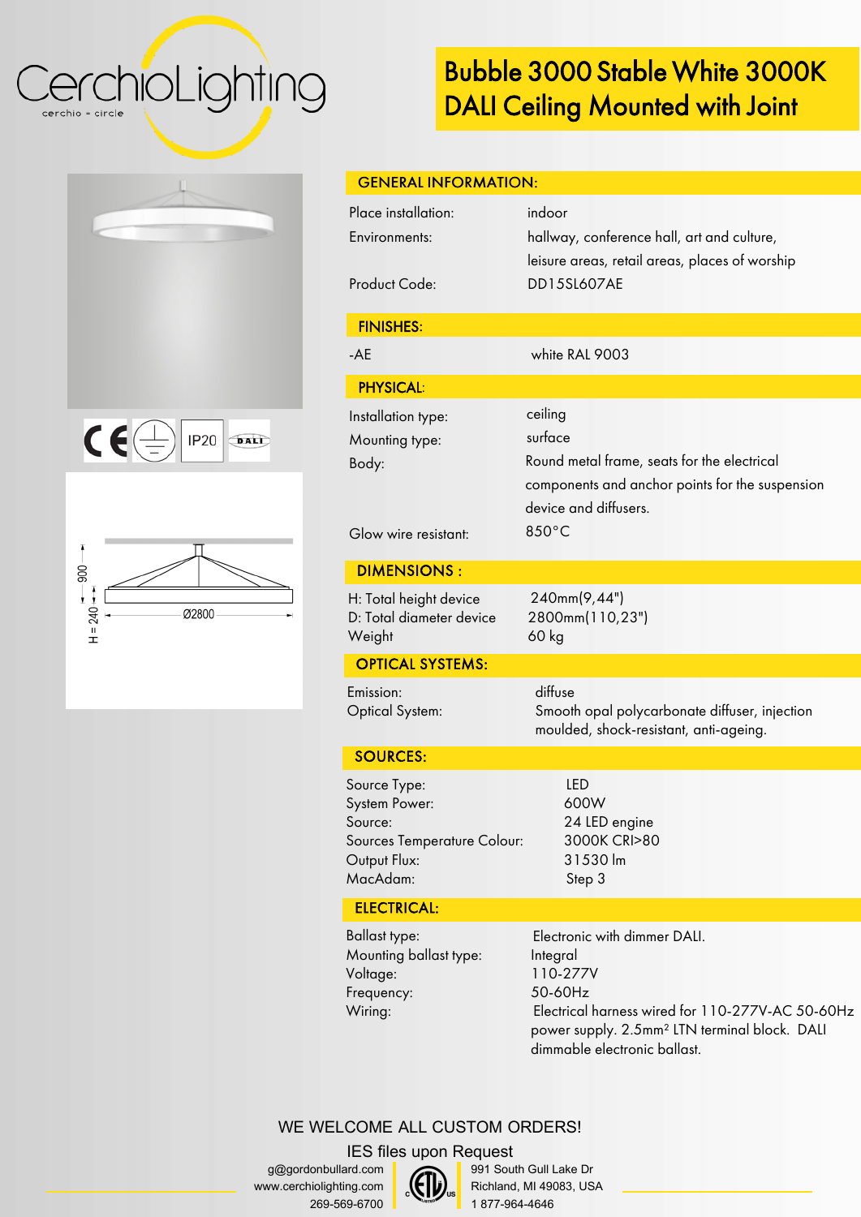# Bubble 3000 Stable White 3000K DALI Ceiling Mounted with Joint

CerchioLighting
cerchio = circle

IP20

900

H = 240

Ø2800

## GENERAL INFORMATION:

| | |
|---|---|
| Place installation: | indoor |
| Environments: | hallway, conference hall, art and culture, leisure areas, retail areas, places of worship |
| Product Code: | DD15SL607AE |

## FINISHES:

| | |
|---|---|
| -AE | white RAL 9003 |

## PHYSICAL:

| | |
|---|---|
| Installation type: | ceiling |
| Mounting type: | surface |
| Body: | Round metal frame, seats for the electrical components and anchor points for the suspension device and diffusers. |
| Glow wire resistant: | 850°C |

## DIMENSIONS :

| | |
|---|---|
| H: Total height device | 240mm(9,44") |
| D: Total diameter device | 2800mm(110,23") |
| Weight | 60 kg |

## OPTICAL SYSTEMS:

| | |
|---|---|
| Emission: | diffuse |
| Optical System: | Smooth opal polycarbonate diffuser, injection moulded, shock-resistant, anti-ageing. |

## SOURCES:

| | |
|---|---|
| Source Type: | LED |
| System Power: | 600W |
| Source: | 24 LED engine |
| Sources Temperature Colour: | 3000K CRI>80 |
| Output Flux: | 31530 lm |
| MacAdam: | Step 3 |

## ELECTRICAL:

| | |
|---|---|
| Ballast type: | Electronic with dimmer DALI. |
| Mounting ballast type: | Integral |
| Voltage: | 110-277V |
| Frequency: | 50-60Hz |
| Wiring: | Electrical harness wired for 110-277V-AC 50-60Hz power supply. 2.5mm² LTN terminal block. DALI dimmable electronic ballast. |

WE WELCOME ALL CUSTOM ORDERS!

IES files upon Request

g@gordonbullard.com
www.cerchiolighting.com
269-569-6700

991 South Gull Lake Dr
Richland, MI 49083, USA
1 877-964-4646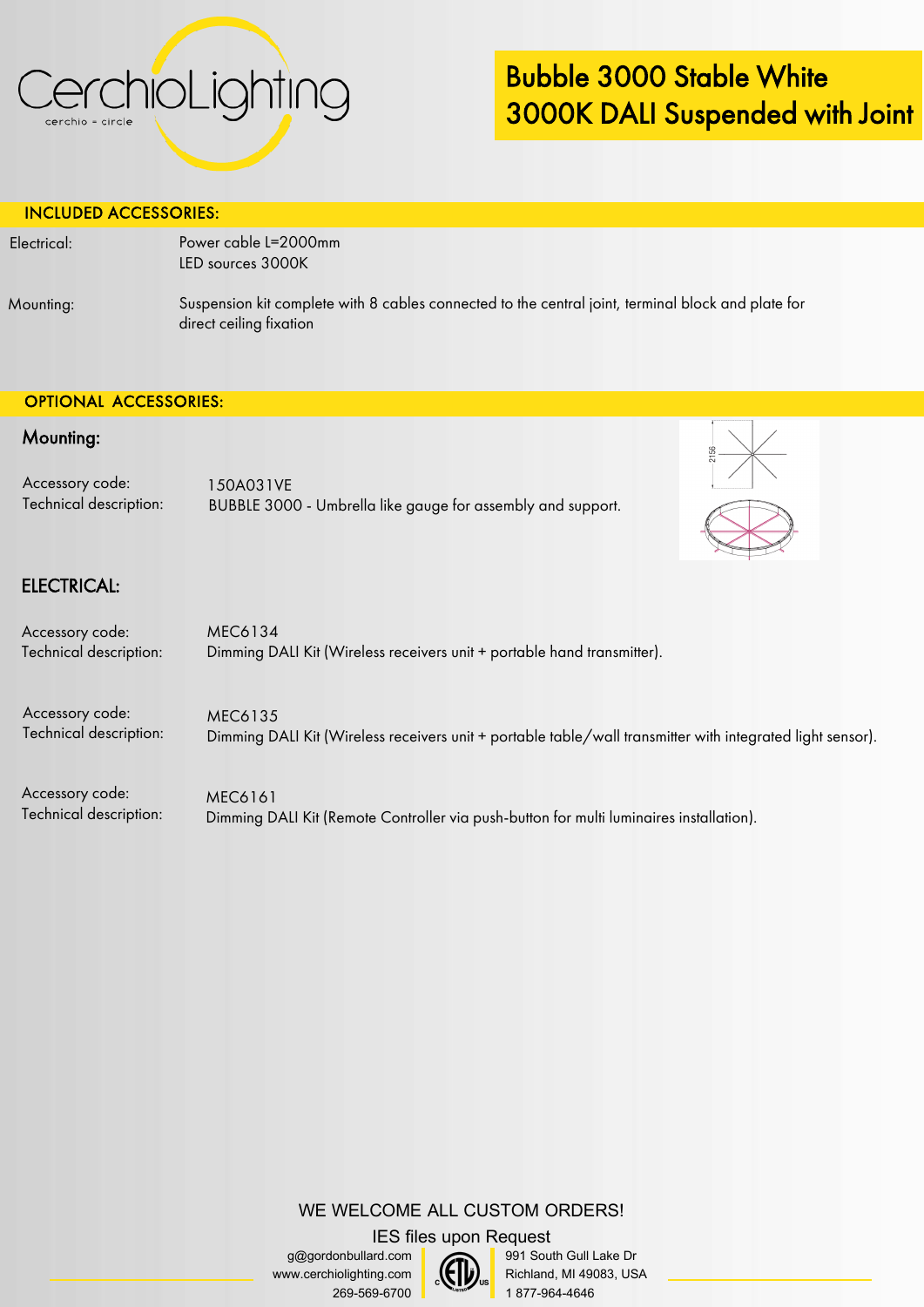# Bubble 3000 Stable White 3000K DALI Suspended with Joint

## INCLUDED ACCESSORIES:

| | |
|---|---|
| Electrical: | Power cable L=2000mm<br>LED sources 3000K |
| Mounting: | Suspension kit complete with 8 cables connected to the central joint, terminal block and plate for direct ceiling fixation |

## OPTIONAL ACCESSORIES:

### Mounting:

Accessory code: 150A031VE
Technical description: BUBBLE 3000 - Umbrella like gauge for assembly and support.

2156

### ELECTRICAL:

Accessory code: MEC6134
Technical description: Dimming DALI Kit (Wireless receivers unit + portable hand transmitter).

Accessory code: MEC6135
Technical description: Dimming DALI Kit (Wireless receivers unit + portable table/wall transmitter with integrated light sensor).

Accessory code: MEC6161
Technical description: Dimming DALI Kit (Remote Controller via push-button for multi luminaires installation).

WE WELCOME ALL CUSTOM ORDERS!

IES files upon Request

g@gordonbullard.com
www.cerchiolighting.com
269-569-6700

991 South Gull Lake Dr
Richland, MI 49083, USA
1 877-964-4646